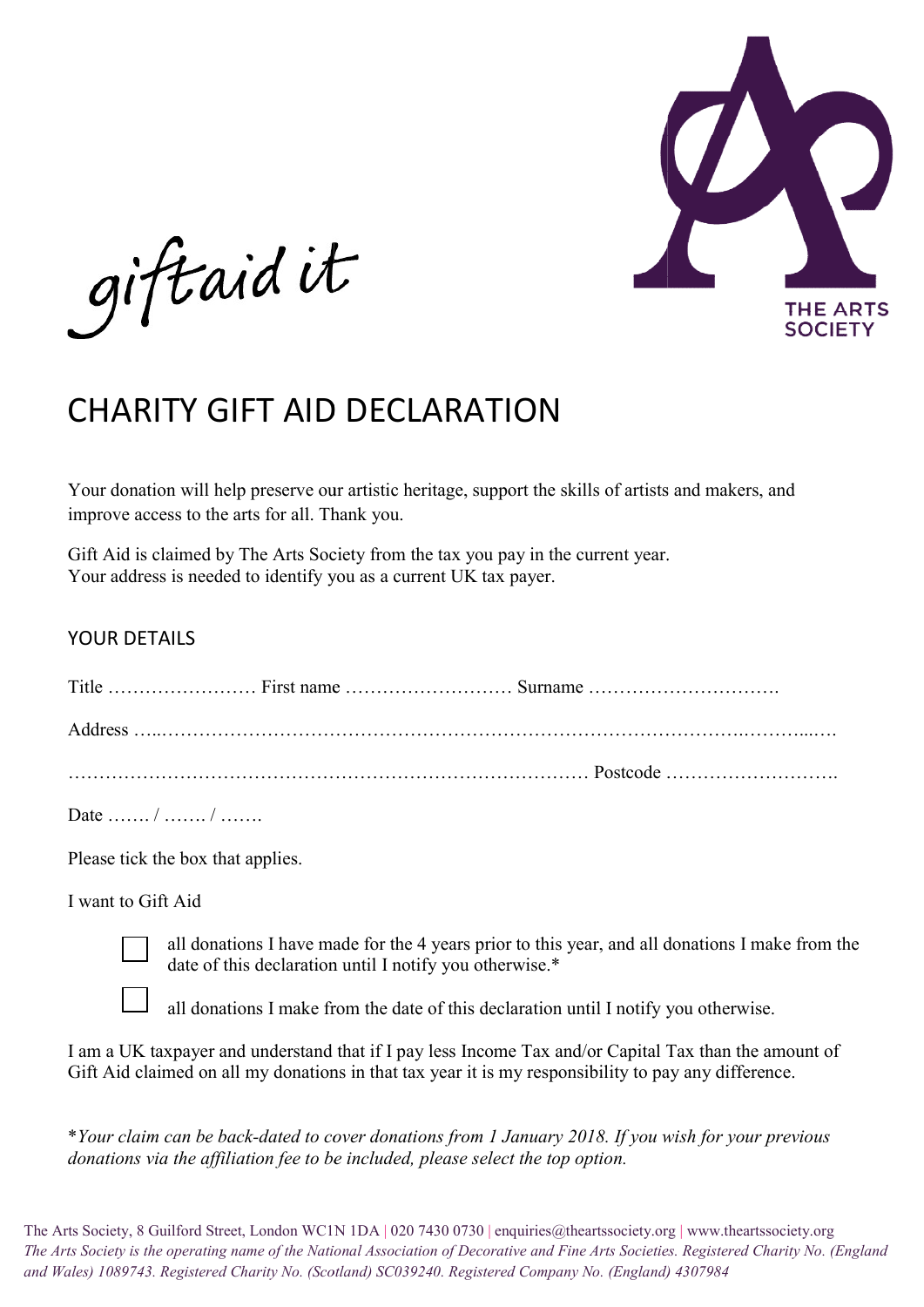giftaid it

THE ARTS SOCIETY

# CHARITY GIFT AID DECLARATION

Your donation will help preserve our artistic heritage, support the skills of artists and makers, and improve access to the arts for all. Thank you.

Gift Aid is claimed by The Arts Society from the tax you pay in the current year.
Your address is needed to identify you as a current UK tax payer.

## YOUR DETAILS

Title …………………… First name ……………………… Surname ………………………….

Address …..……………………………………………………………………………….……....….

……………………………………………………………………… Postcode ……………………….

Date ……. / ……. / …….

Please tick the box that applies.

I want to Gift Aid

☐ all donations I have made for the 4 years prior to this year, and all donations I make from the date of this declaration until I notify you otherwise.*

☐ all donations I make from the date of this declaration until I notify you otherwise.

I am a UK taxpayer and understand that if I pay less Income Tax and/or Capital Tax than the amount of Gift Aid claimed on all my donations in that tax year it is my responsibility to pay any difference.

**Your claim can be back-dated to cover donations from 1 January 2018. If you wish for your previous donations via the affiliation fee to be included, please select the top option.*

The Arts Society, 8 Guilford Street, London WC1N 1DA | 020 7430 0730 | enquiries@theartssociety.org | www.theartssociety.org
*The Arts Society is the operating name of the National Association of Decorative and Fine Arts Societies. Registered Charity No. (England and Wales) 1089743. Registered Charity No. (Scotland) SC039240. Registered Company No. (England) 4307984*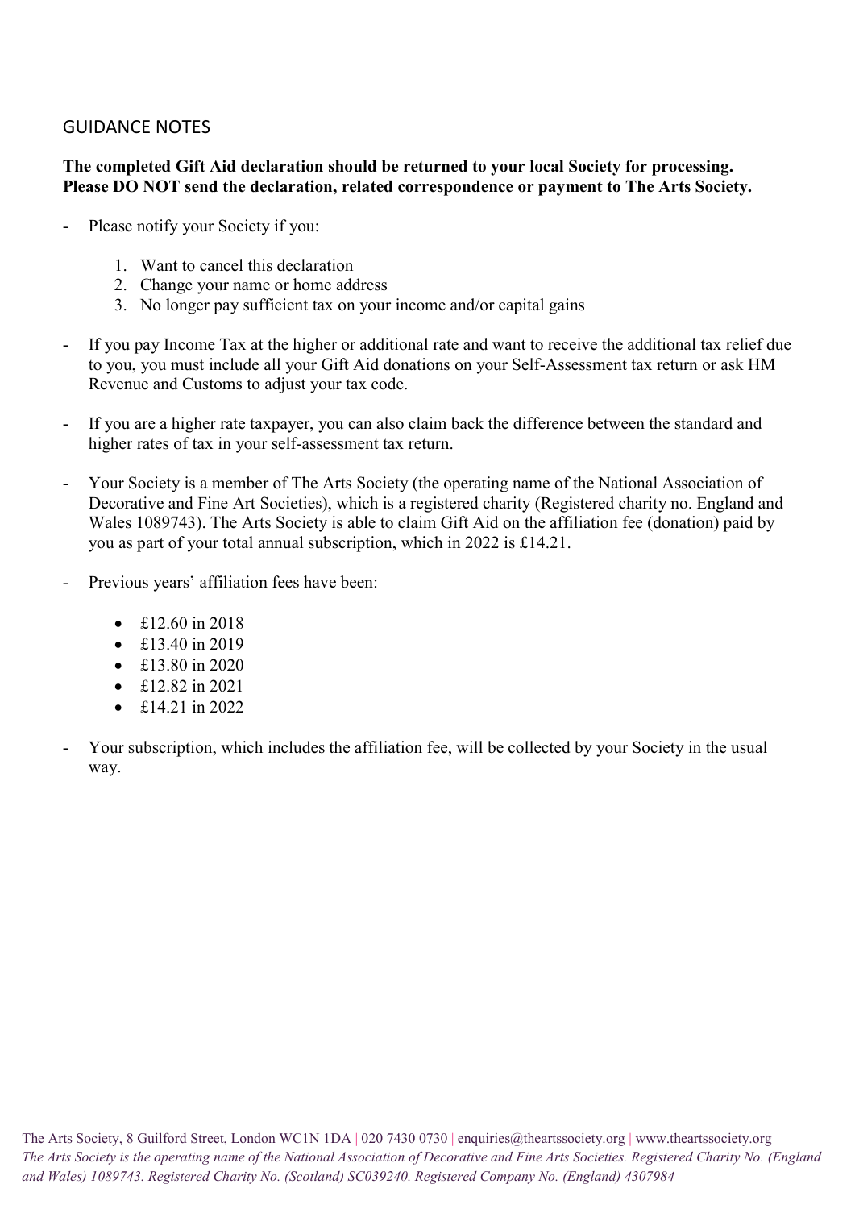## GUIDANCE NOTES

**The completed Gift Aid declaration should be returned to your local Society for processing. Please DO NOT send the declaration, related correspondence or payment to The Arts Society.**

- Please notify your Society if you:

    1. Want to cancel this declaration
    2. Change your name or home address
    3. No longer pay sufficient tax on your income and/or capital gains

- If you pay Income Tax at the higher or additional rate and want to receive the additional tax relief due to you, you must include all your Gift Aid donations on your Self-Assessment tax return or ask HM Revenue and Customs to adjust your tax code.

- If you are a higher rate taxpayer, you can also claim back the difference between the standard and higher rates of tax in your self-assessment tax return.

- Your Society is a member of The Arts Society (the operating name of the National Association of Decorative and Fine Art Societies), which is a registered charity (Registered charity no. England and Wales 1089743). The Arts Society is able to claim Gift Aid on the affiliation fee (donation) paid by you as part of your total annual subscription, which in 2022 is £14.21.

- Previous years' affiliation fees have been:

    - £12.60 in 2018
    - £13.40 in 2019
    - £13.80 in 2020
    - £12.82 in 2021
    - £14.21 in 2022

- Your subscription, which includes the affiliation fee, will be collected by your Society in the usual way.

The Arts Society, 8 Guilford Street, London WC1N 1DA | 020 7430 0730 | enquiries@theartssociety.org | www.theartssociety.org

*The Arts Society is the operating name of the National Association of Decorative and Fine Arts Societies. Registered Charity No. (England and Wales) 1089743. Registered Charity No. (Scotland) SC039240. Registered Company No. (England) 4307984*